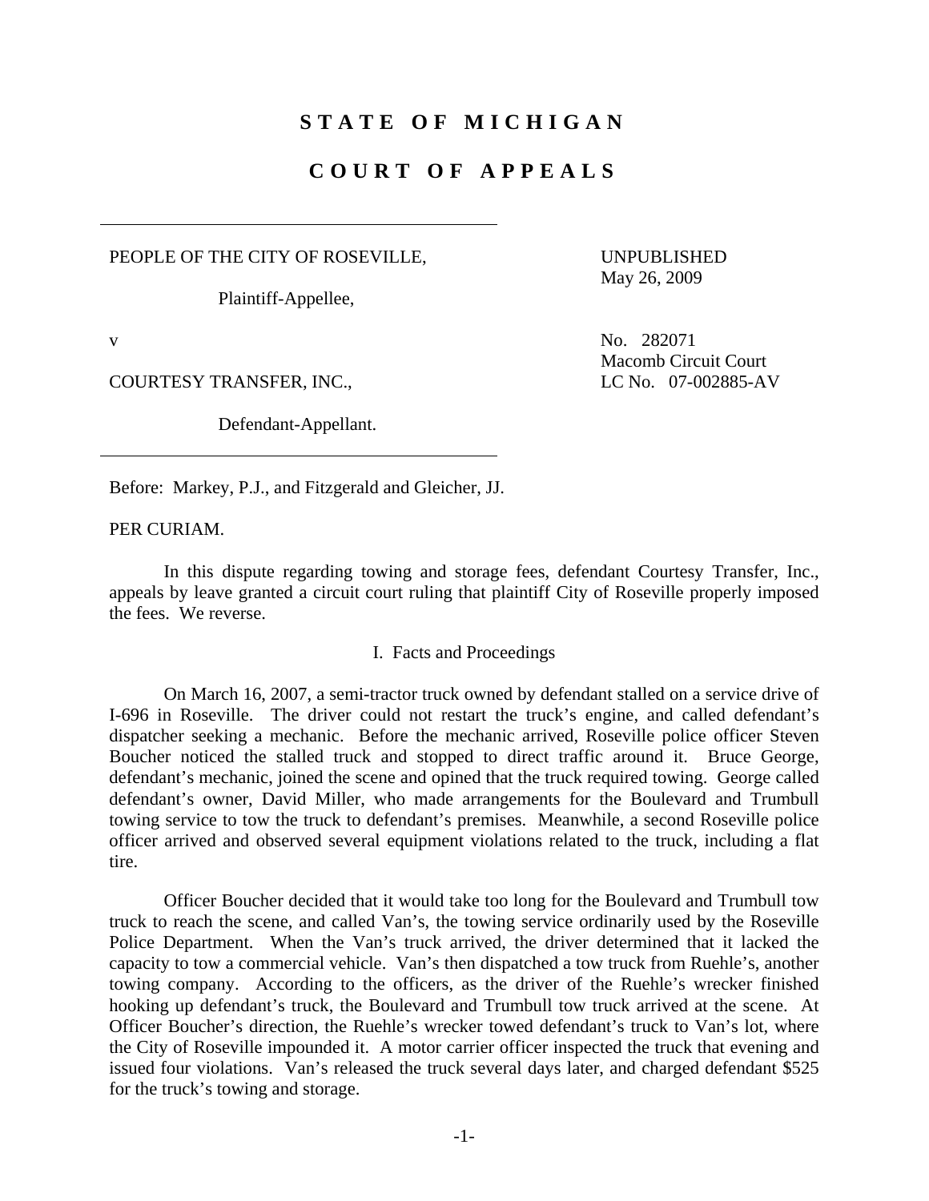# STATE OF MICHIGAN

# COURT OF APPEALS

PEOPLE OF THE CITY OF ROSEVILLE,

Plaintiff-Appellee,

v

COURTESY TRANSFER, INC.,

Defendant-Appellant.

UNPUBLISHED
May 26, 2009

No. 282071
Macomb Circuit Court
LC No. 07-002885-AV

Before: Markey, P.J., and Fitzgerald and Gleicher, JJ.

PER CURIAM.

In this dispute regarding towing and storage fees, defendant Courtesy Transfer, Inc., appeals by leave granted a circuit court ruling that plaintiff City of Roseville properly imposed the fees. We reverse.

## I. Facts and Proceedings

On March 16, 2007, a semi-tractor truck owned by defendant stalled on a service drive of I-696 in Roseville. The driver could not restart the truck's engine, and called defendant's dispatcher seeking a mechanic. Before the mechanic arrived, Roseville police officer Steven Boucher noticed the stalled truck and stopped to direct traffic around it. Bruce George, defendant's mechanic, joined the scene and opined that the truck required towing. George called defendant's owner, David Miller, who made arrangements for the Boulevard and Trumbull towing service to tow the truck to defendant's premises. Meanwhile, a second Roseville police officer arrived and observed several equipment violations related to the truck, including a flat tire.

Officer Boucher decided that it would take too long for the Boulevard and Trumbull tow truck to reach the scene, and called Van's, the towing service ordinarily used by the Roseville Police Department. When the Van's truck arrived, the driver determined that it lacked the capacity to tow a commercial vehicle. Van's then dispatched a tow truck from Ruehle's, another towing company. According to the officers, as the driver of the Ruehle's wrecker finished hooking up defendant's truck, the Boulevard and Trumbull tow truck arrived at the scene. At Officer Boucher's direction, the Ruehle's wrecker towed defendant's truck to Van's lot, where the City of Roseville impounded it. A motor carrier officer inspected the truck that evening and issued four violations. Van's released the truck several days later, and charged defendant $525 for the truck's towing and storage.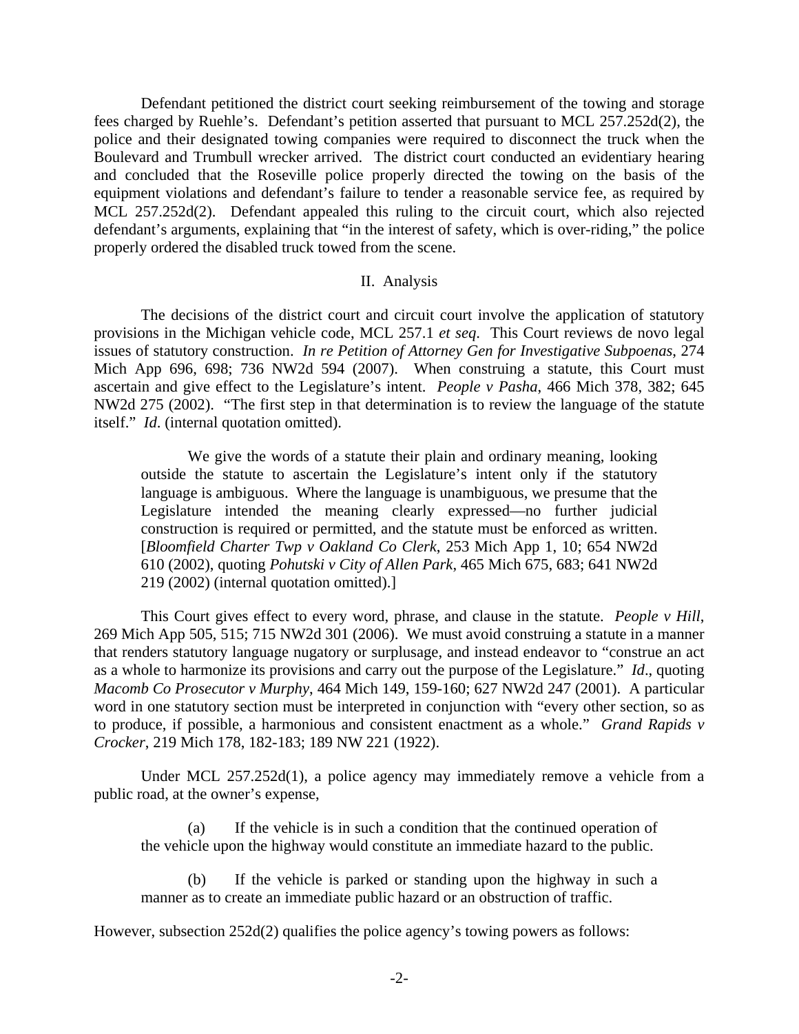Defendant petitioned the district court seeking reimbursement of the towing and storage fees charged by Ruehle's. Defendant's petition asserted that pursuant to MCL 257.252d(2), the police and their designated towing companies were required to disconnect the truck when the Boulevard and Trumbull wrecker arrived. The district court conducted an evidentiary hearing and concluded that the Roseville police properly directed the towing on the basis of the equipment violations and defendant's failure to tender a reasonable service fee, as required by MCL 257.252d(2). Defendant appealed this ruling to the circuit court, which also rejected defendant's arguments, explaining that "in the interest of safety, which is over-riding," the police properly ordered the disabled truck towed from the scene.

## II. Analysis

The decisions of the district court and circuit court involve the application of statutory provisions in the Michigan vehicle code, MCL 257.1 *et seq*. This Court reviews de novo legal issues of statutory construction. *In re Petition of Attorney Gen for Investigative Subpoenas*, 274 Mich App 696, 698; 736 NW2d 594 (2007). When construing a statute, this Court must ascertain and give effect to the Legislature's intent. *People v Pasha*, 466 Mich 378, 382; 645 NW2d 275 (2002). "The first step in that determination is to review the language of the statute itself." *Id*. (internal quotation omitted).

> We give the words of a statute their plain and ordinary meaning, looking outside the statute to ascertain the Legislature's intent only if the statutory language is ambiguous. Where the language is unambiguous, we presume that the Legislature intended the meaning clearly expressed—no further judicial construction is required or permitted, and the statute must be enforced as written. [*Bloomfield Charter Twp v Oakland Co Clerk*, 253 Mich App 1, 10; 654 NW2d 610 (2002), quoting *Pohutski v City of Allen Park*, 465 Mich 675, 683; 641 NW2d 219 (2002) (internal quotation omitted).]

This Court gives effect to every word, phrase, and clause in the statute. *People v Hill*, 269 Mich App 505, 515; 715 NW2d 301 (2006). We must avoid construing a statute in a manner that renders statutory language nugatory or surplusage, and instead endeavor to "construe an act as a whole to harmonize its provisions and carry out the purpose of the Legislature." *Id*., quoting *Macomb Co Prosecutor v Murphy*, 464 Mich 149, 159-160; 627 NW2d 247 (2001). A particular word in one statutory section must be interpreted in conjunction with "every other section, so as to produce, if possible, a harmonious and consistent enactment as a whole." *Grand Rapids v Crocker*, 219 Mich 178, 182-183; 189 NW 221 (1922).

Under MCL 257.252d(1), a police agency may immediately remove a vehicle from a public road, at the owner's expense,

> (a) If the vehicle is in such a condition that the continued operation of the vehicle upon the highway would constitute an immediate hazard to the public.
>
> (b) If the vehicle is parked or standing upon the highway in such a manner as to create an immediate public hazard or an obstruction of traffic.

However, subsection 252d(2) qualifies the police agency's towing powers as follows: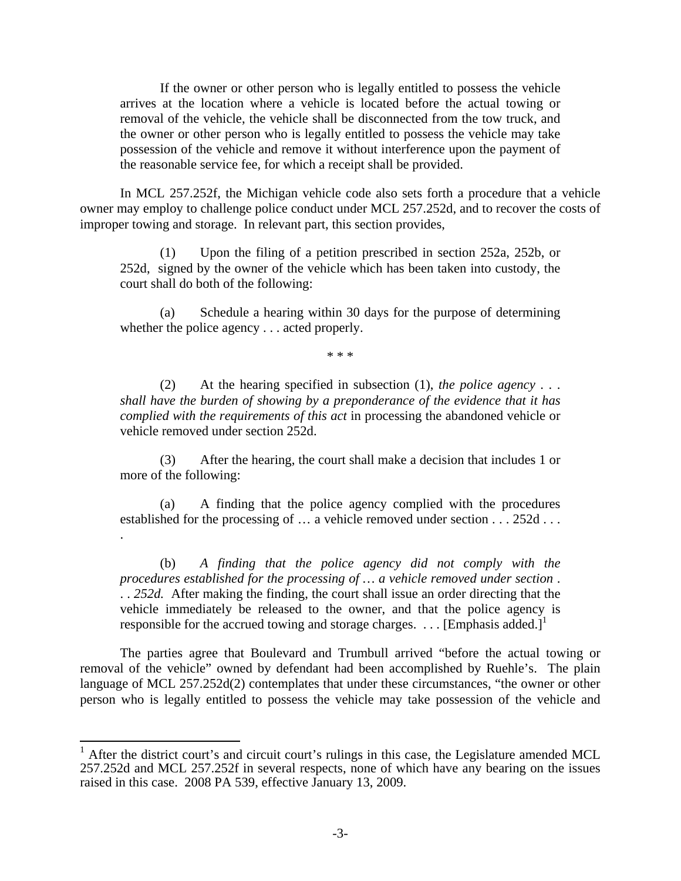> If the owner or other person who is legally entitled to possess the vehicle arrives at the location where a vehicle is located before the actual towing or removal of the vehicle, the vehicle shall be disconnected from the tow truck, and the owner or other person who is legally entitled to possess the vehicle may take possession of the vehicle and remove it without interference upon the payment of the reasonable service fee, for which a receipt shall be provided.

In MCL 257.252f, the Michigan vehicle code also sets forth a procedure that a vehicle owner may employ to challenge police conduct under MCL 257.252d, and to recover the costs of improper towing and storage. In relevant part, this section provides,

> (1) Upon the filing of a petition prescribed in section 252a, 252b, or 252d, signed by the owner of the vehicle which has been taken into custody, the court shall do both of the following:
>
> (a) Schedule a hearing within 30 days for the purpose of determining whether the police agency . . . acted properly.
>
> \* \* \*
>
> (2) At the hearing specified in subsection (1), *the police agency . . . shall have the burden of showing by a preponderance of the evidence that it has complied with the requirements of this act* in processing the abandoned vehicle or vehicle removed under section 252d.
>
> (3) After the hearing, the court shall make a decision that includes 1 or more of the following:
>
> (a) A finding that the police agency complied with the procedures established for the processing of … a vehicle removed under section . . . 252d . . . .
>
> (b) *A finding that the police agency did not comply with the procedures established for the processing of … a vehicle removed under section . . . 252d.* After making the finding, the court shall issue an order directing that the vehicle immediately be released to the owner, and that the police agency is responsible for the accrued towing and storage charges. . . . [Emphasis added.][1]

The parties agree that Boulevard and Trumbull arrived "before the actual towing or removal of the vehicle" owned by defendant had been accomplished by Ruehle's. The plain language of MCL 257.252d(2) contemplates that under these circumstances, "the owner or other person who is legally entitled to possess the vehicle may take possession of the vehicle and

[1] After the district court's and circuit court's rulings in this case, the Legislature amended MCL 257.252d and MCL 257.252f in several respects, none of which have any bearing on the issues raised in this case. 2008 PA 539, effective January 13, 2009.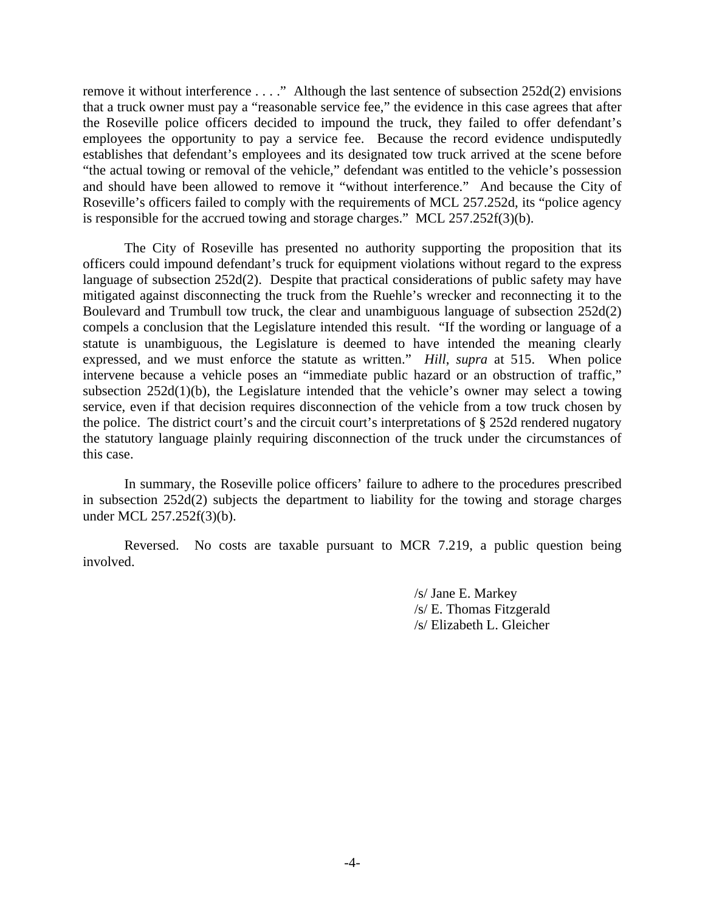remove it without interference . . . ." Although the last sentence of subsection 252d(2) envisions that a truck owner must pay a "reasonable service fee," the evidence in this case agrees that after the Roseville police officers decided to impound the truck, they failed to offer defendant's employees the opportunity to pay a service fee. Because the record evidence undisputedly establishes that defendant's employees and its designated tow truck arrived at the scene before "the actual towing or removal of the vehicle," defendant was entitled to the vehicle's possession and should have been allowed to remove it "without interference." And because the City of Roseville's officers failed to comply with the requirements of MCL 257.252d, its "police agency is responsible for the accrued towing and storage charges." MCL 257.252f(3)(b).

The City of Roseville has presented no authority supporting the proposition that its officers could impound defendant's truck for equipment violations without regard to the express language of subsection 252d(2). Despite that practical considerations of public safety may have mitigated against disconnecting the truck from the Ruehle's wrecker and reconnecting it to the Boulevard and Trumbull tow truck, the clear and unambiguous language of subsection 252d(2) compels a conclusion that the Legislature intended this result. "If the wording or language of a statute is unambiguous, the Legislature is deemed to have intended the meaning clearly expressed, and we must enforce the statute as written." *Hill*, *supra* at 515. When police intervene because a vehicle poses an "immediate public hazard or an obstruction of traffic," subsection 252d(1)(b), the Legislature intended that the vehicle's owner may select a towing service, even if that decision requires disconnection of the vehicle from a tow truck chosen by the police. The district court's and the circuit court's interpretations of § 252d rendered nugatory the statutory language plainly requiring disconnection of the truck under the circumstances of this case.

In summary, the Roseville police officers' failure to adhere to the procedures prescribed in subsection 252d(2) subjects the department to liability for the towing and storage charges under MCL 257.252f(3)(b).

Reversed. No costs are taxable pursuant to MCR 7.219, a public question being involved.

/s/ Jane E. Markey
/s/ E. Thomas Fitzgerald
/s/ Elizabeth L. Gleicher